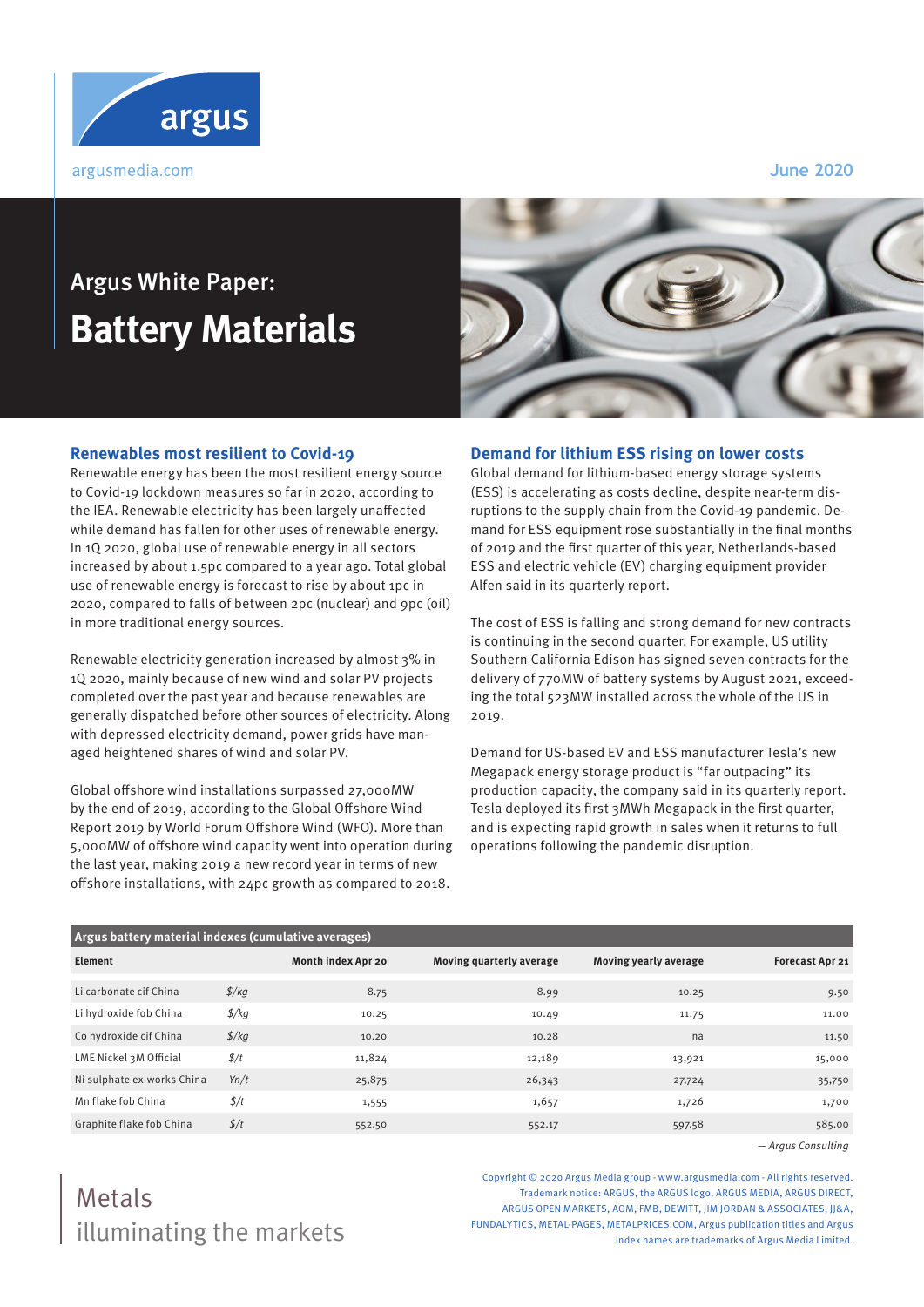argus

argusmedia.com

June 2020

# Argus White Paper: Battery Materials

## Renewables most resilient to Covid-19

Renewable energy has been the most resilient energy source to Covid-19 lockdown measures so far in 2020, according to the IEA. Renewable electricity has been largely unaffected while demand has fallen for other uses of renewable energy. In 1Q 2020, global use of renewable energy in all sectors increased by about 1.5pc compared to a year ago. Total global use of renewable energy is forecast to rise by about 1pc in 2020, compared to falls of between 2pc (nuclear) and 9pc (oil) in more traditional energy sources.

Renewable electricity generation increased by almost 3% in 1Q 2020, mainly because of new wind and solar PV projects completed over the past year and because renewables are generally dispatched before other sources of electricity. Along with depressed electricity demand, power grids have managed heightened shares of wind and solar PV.

Global offshore wind installations surpassed 27,000MW by the end of 2019, according to the Global Offshore Wind Report 2019 by World Forum Offshore Wind (WFO). More than 5,000MW of offshore wind capacity went into operation during the last year, making 2019 a new record year in terms of new offshore installations, with 24pc growth as compared to 2018.

## Demand for lithium ESS rising on lower costs

Global demand for lithium-based energy storage systems (ESS) is accelerating as costs decline, despite near-term disruptions to the supply chain from the Covid-19 pandemic. Demand for ESS equipment rose substantially in the final months of 2019 and the first quarter of this year, Netherlands-based ESS and electric vehicle (EV) charging equipment provider Alfen said in its quarterly report.

The cost of ESS is falling and strong demand for new contracts is continuing in the second quarter. For example, US utility Southern California Edison has signed seven contracts for the delivery of 770MW of battery systems by August 2021, exceeding the total 523MW installed across the whole of the US in 2019.

Demand for US-based EV and ESS manufacturer Tesla's new Megapack energy storage product is "far outpacing" its production capacity, the company said in its quarterly report. Tesla deployed its first 3MWh Megapack in the first quarter, and is expecting rapid growth in sales when it returns to full operations following the pandemic disruption.

**Argus battery material indexes (cumulative averages)**

| Element | | Month index Apr 20 | Moving quarterly average | Moving yearly average | Forecast Apr 21 |
|---|---|---|---|---|---|
| Li carbonate cif China | $/kg | 8.75 | 8.99 | 10.25 | 9.50 |
| Li hydroxide fob China | $/kg | 10.25 | 10.49 | 11.75 | 11.00 |
| Co hydroxide cif China | $/kg | 10.20 | 10.28 | na | 11.50 |
| LME Nickel 3M Official | $/t | 11,824 | 12,189 | 13,921 | 15,000 |
| Ni sulphate ex-works China | Yn/t | 25,875 | 26,343 | 27,724 | 35,750 |
| Mn flake fob China | $/t | 1,555 | 1,657 | 1,726 | 1,700 |
| Graphite flake fob China | $/t | 552.50 | 552.17 | 597.58 | 585.00 |

*— Argus Consulting*

Metals
illuminating the markets

Copyright © 2020 Argus Media group - www.argusmedia.com - All rights reserved. Trademark notice: ARGUS, the ARGUS logo, ARGUS MEDIA, ARGUS DIRECT, ARGUS OPEN MARKETS, AOM, FMB, DEWITT, JIM JORDAN & ASSOCIATES, JJ&A, FUNDALYTICS, METAL-PAGES, METALPRICES.COM, Argus publication titles and Argus index names are trademarks of Argus Media Limited.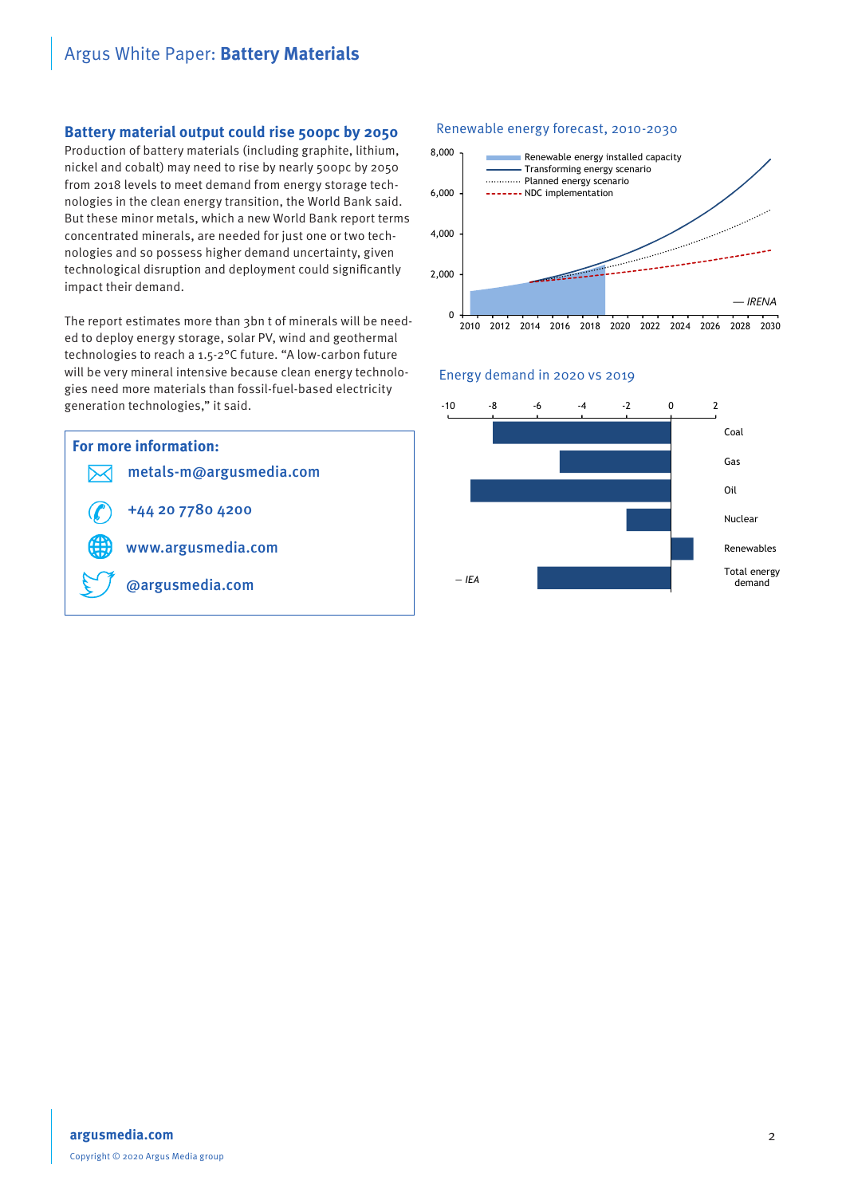## Battery material output could rise 500pc by 2050

Production of battery materials (including graphite, lithium, nickel and cobalt) may need to rise by nearly 500pc by 2050 from 2018 levels to meet demand from energy storage technologies in the clean energy transition, the World Bank said. But these minor metals, which a new World Bank report terms concentrated minerals, are needed for just one or two technologies and so possess higher demand uncertainty, given technological disruption and deployment could significantly impact their demand.

The report estimates more than 3bn t of minerals will be needed to deploy energy storage, solar PV, wind and geothermal technologies to reach a 1.5-2°C future. "A low-carbon future will be very mineral intensive because clean energy technologies need more materials than fossil-fuel-based electricity generation technologies," it said.

**For more information:**

metals-m@argusmedia.com

+44 20 7780 4200

www.argusmedia.com

@argusmedia.com

Renewable energy forecast, 2010-2030

Renewable energy installed capacity
Transforming energy scenario
Planned energy scenario
NDC implementation

8,000
6,000
4,000
2,000
0

2010 2012 2014 2016 2018 2020 2022 2024 2026 2028 2030

— IRENA

Energy demand in 2020 vs 2019

-10 -8 -6 -4 -2 0 2

Coal
Gas
Oil
Nuclear
Renewables
Total energy demand

— IEA